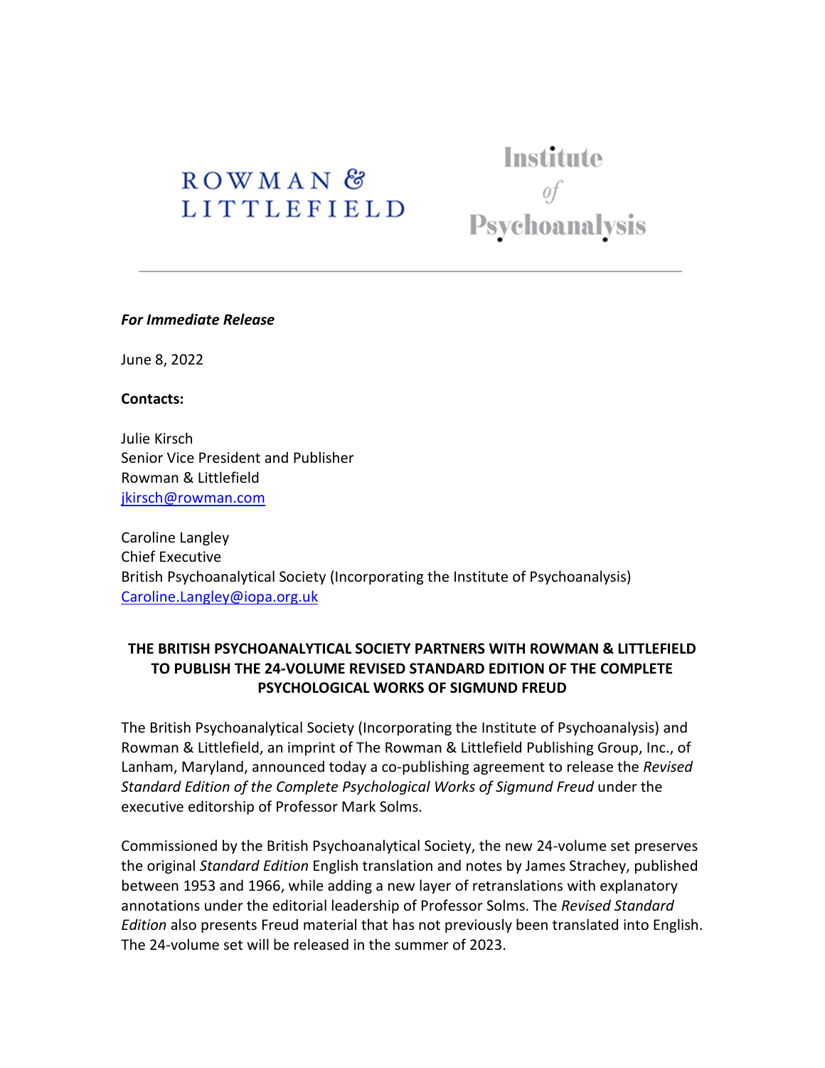ROWMAN & LITTLEFIELD

Institute of Psychoanalysis

---

***For Immediate Release***

June 8, 2022

**Contacts:**

Julie Kirsch
Senior Vice President and Publisher
Rowman & Littlefield
jkirsch@rowman.com

Caroline Langley
Chief Executive
British Psychoanalytical Society (Incorporating the Institute of Psychoanalysis)
Caroline.Langley@iopa.org.uk

**THE BRITISH PSYCHOANALYTICAL SOCIETY PARTNERS WITH ROWMAN & LITTLEFIELD TO PUBLISH THE 24-VOLUME REVISED STANDARD EDITION OF THE COMPLETE PSYCHOLOGICAL WORKS OF SIGMUND FREUD**

The British Psychoanalytical Society (Incorporating the Institute of Psychoanalysis) and Rowman & Littlefield, an imprint of The Rowman & Littlefield Publishing Group, Inc., of Lanham, Maryland, announced today a co-publishing agreement to release the *Revised Standard Edition of the Complete Psychological Works of Sigmund Freud* under the executive editorship of Professor Mark Solms.

Commissioned by the British Psychoanalytical Society, the new 24-volume set preserves the original *Standard Edition* English translation and notes by James Strachey, published between 1953 and 1966, while adding a new layer of retranslations with explanatory annotations under the editorial leadership of Professor Solms. The *Revised Standard Edition* also presents Freud material that has not previously been translated into English. The 24-volume set will be released in the summer of 2023.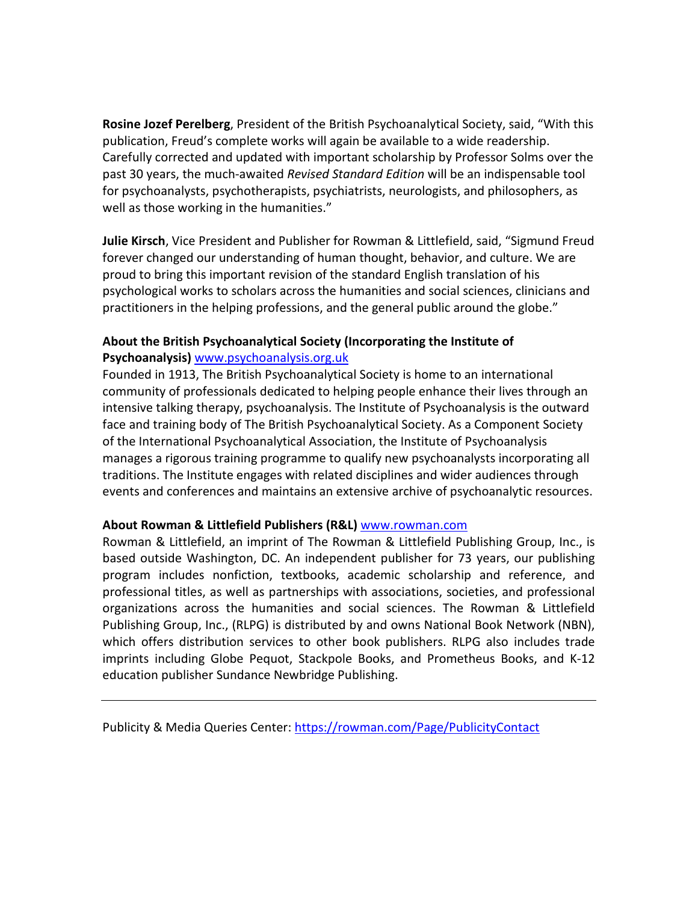**Rosine Jozef Perelberg**, President of the British Psychoanalytical Society, said, "With this publication, Freud's complete works will again be available to a wide readership. Carefully corrected and updated with important scholarship by Professor Solms over the past 30 years, the much-awaited *Revised Standard Edition* will be an indispensable tool for psychoanalysts, psychotherapists, psychiatrists, neurologists, and philosophers, as well as those working in the humanities."

**Julie Kirsch**, Vice President and Publisher for Rowman & Littlefield, said, "Sigmund Freud forever changed our understanding of human thought, behavior, and culture. We are proud to bring this important revision of the standard English translation of his psychological works to scholars across the humanities and social sciences, clinicians and practitioners in the helping professions, and the general public around the globe."

**About the British Psychoanalytical Society (Incorporating the Institute of Psychoanalysis)** [www.psychoanalysis.org.uk](http://www.psychoanalysis.org.uk)

Founded in 1913, The British Psychoanalytical Society is home to an international community of professionals dedicated to helping people enhance their lives through an intensive talking therapy, psychoanalysis. The Institute of Psychoanalysis is the outward face and training body of The British Psychoanalytical Society. As a Component Society of the International Psychoanalytical Association, the Institute of Psychoanalysis manages a rigorous training programme to qualify new psychoanalysts incorporating all traditions. The Institute engages with related disciplines and wider audiences through events and conferences and maintains an extensive archive of psychoanalytic resources.

**About Rowman & Littlefield Publishers (R&L)** [www.rowman.com](http://www.rowman.com)

Rowman & Littlefield, an imprint of The Rowman & Littlefield Publishing Group, Inc., is based outside Washington, DC. An independent publisher for 73 years, our publishing program includes nonfiction, textbooks, academic scholarship and reference, and professional titles, as well as partnerships with associations, societies, and professional organizations across the humanities and social sciences. The Rowman & Littlefield Publishing Group, Inc., (RLPG) is distributed by and owns National Book Network (NBN), which offers distribution services to other book publishers. RLPG also includes trade imprints including Globe Pequot, Stackpole Books, and Prometheus Books, and K-12 education publisher Sundance Newbridge Publishing.

---

Publicity & Media Queries Center: [https://rowman.com/Page/PublicityContact](https://rowman.com/Page/PublicityContact)